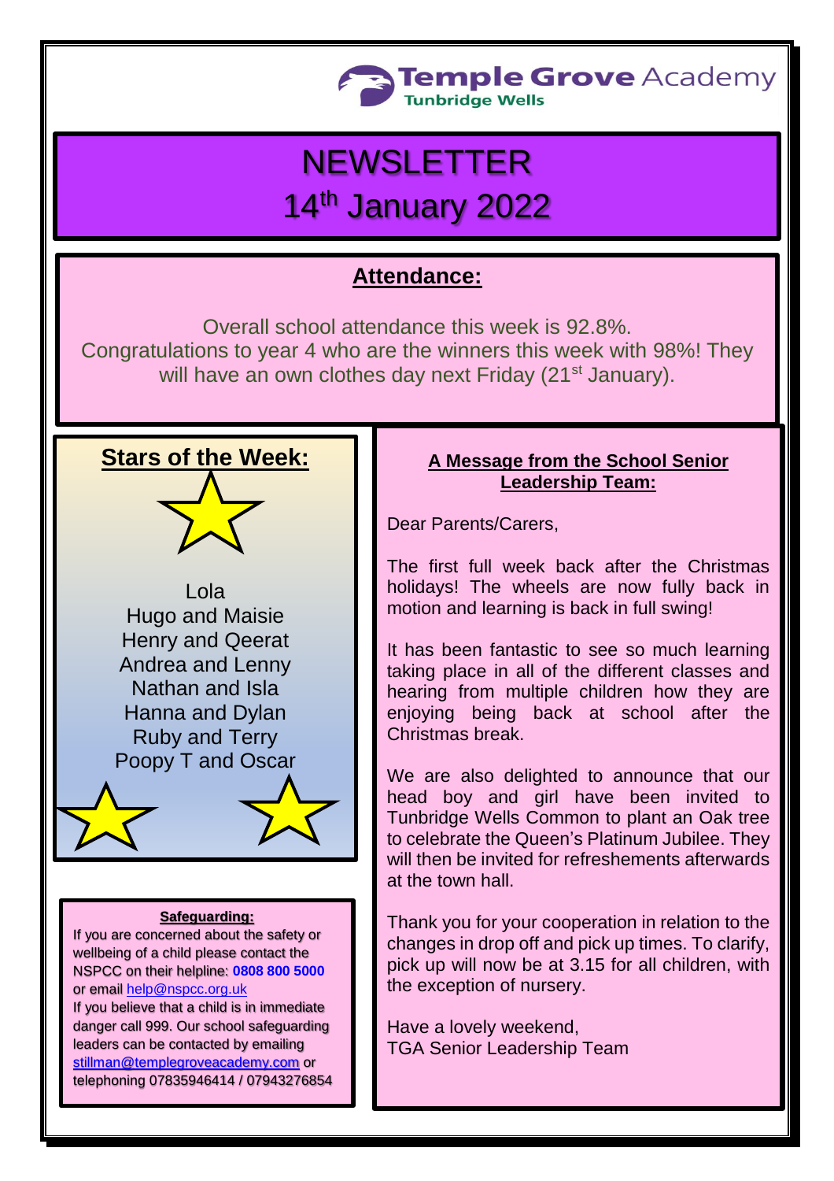Temple Grove Academy
Tunbridge Wells

# NEWSLETTER
# 14th January 2022

## Attendance:

Overall school attendance this week is 92.8%.
Congratulations to year 4 who are the winners this week with 98%! They will have an own clothes day next Friday (21st January).

## Stars of the Week:

Lola
Hugo and Maisie
Henry and Qeerat
Andrea and Lenny
Nathan and Isla
Hanna and Dylan
Ruby and Terry
Poopy T and Oscar

## A Message from the School Senior Leadership Team:

Dear Parents/Carers,

The first full week back after the Christmas holidays! The wheels are now fully back in motion and learning is back in full swing!

It has been fantastic to see so much learning taking place in all of the different classes and hearing from multiple children how they are enjoying being back at school after the Christmas break.

We are also delighted to announce that our head boy and girl have been invited to Tunbridge Wells Common to plant an Oak tree to celebrate the Queen's Platinum Jubilee. They will then be invited for refreshements afterwards at the town hall.

Thank you for your cooperation in relation to the changes in drop off and pick up times. To clarify, pick up will now be at 3.15 for all children, with the exception of nursery.

Have a lovely weekend,
TGA Senior Leadership Team

### Safeguarding:

If you are concerned about the safety or wellbeing of a child please contact the NSPCC on their helpline: **0808 800 5000** or email help@nspcc.org.uk
If you believe that a child is in immediate danger call 999. Our school safeguarding leaders can be contacted by emailing stillman@templegroveacademy.com or telephoning 07835946414 / 07943276854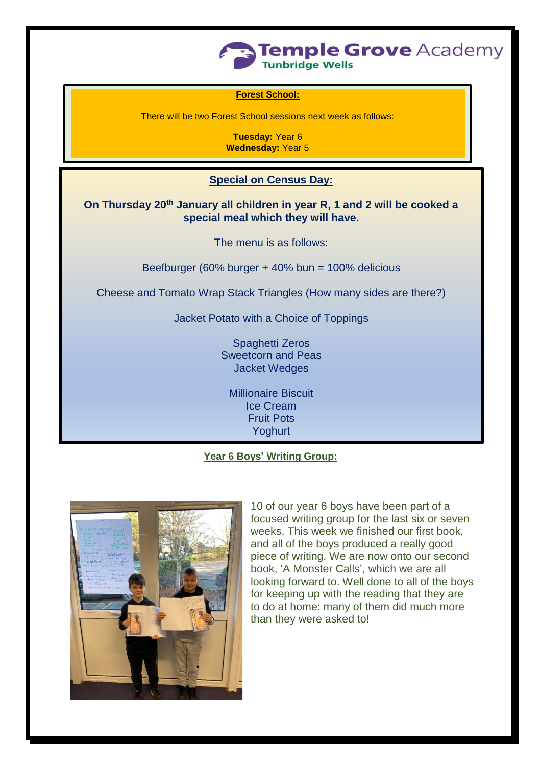## Forest School:

There will be two Forest School sessions next week as follows:

**Tuesday:** Year 6
**Wednesday:** Year 5

## Special on Census Day:

**On Thursday 20th January all children in year R, 1 and 2 will be cooked a special meal which they will have.**

The menu is as follows:

Beefburger (60% burger + 40% bun = 100% delicious

Cheese and Tomato Wrap Stack Triangles (How many sides are there?)

Jacket Potato with a Choice of Toppings

Spaghetti Zeros
Sweetcorn and Peas
Jacket Wedges

Millionaire Biscuit
Ice Cream
Fruit Pots
Yoghurt

## Year 6 Boys' Writing Group:

10 of our year 6 boys have been part of a focused writing group for the last six or seven weeks. This week we finished our first book, and all of the boys produced a really good piece of writing. We are now onto our second book, 'A Monster Calls', which we are all looking forward to. Well done to all of the boys for keeping up with the reading that they are to do at home: many of them did much more than they were asked to!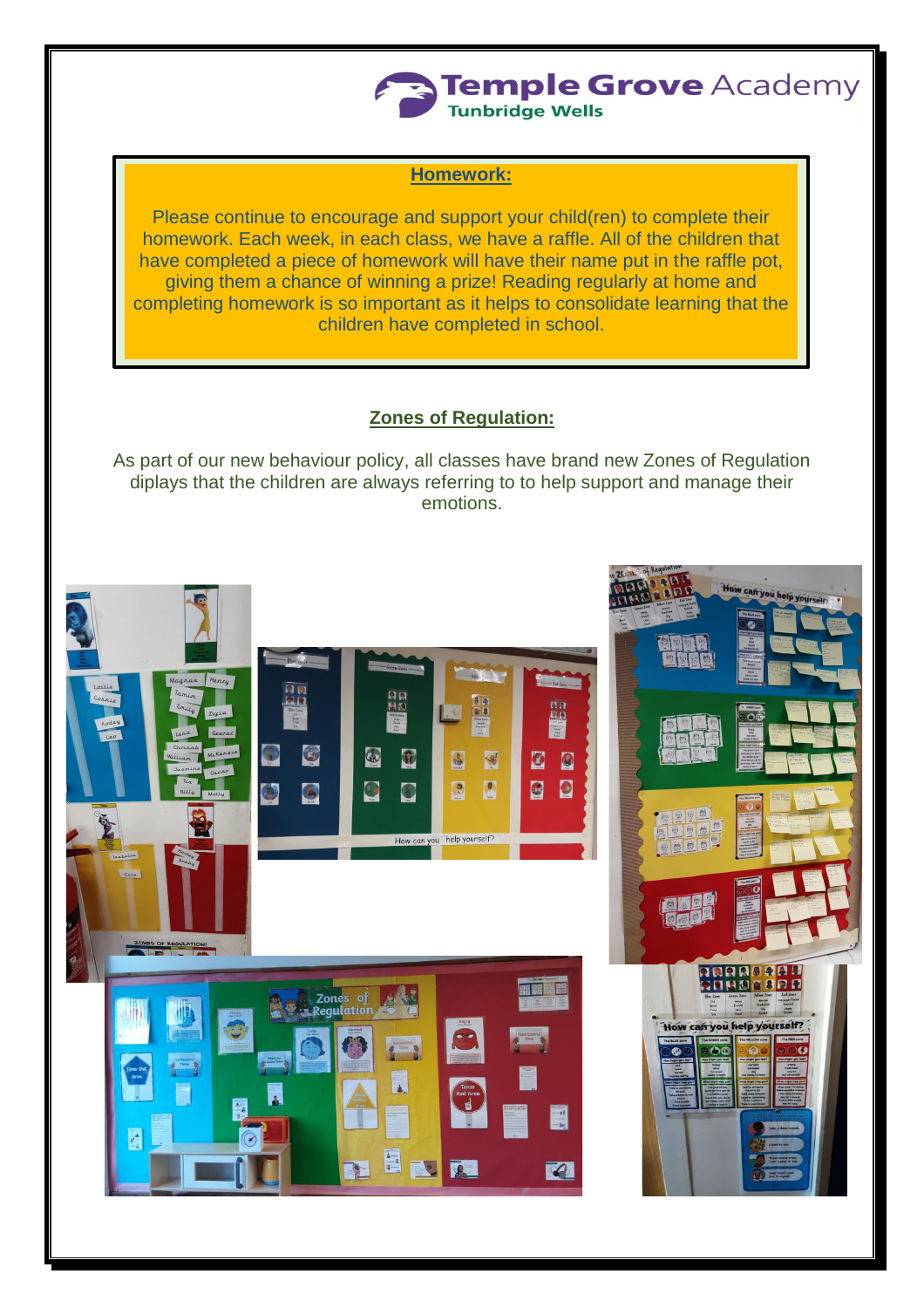Temple Grove Academy
Tunbridge Wells

## Homework:

Please continue to encourage and support your child(ren) to complete their homework. Each week, in each class, we have a raffle. All of the children that have completed a piece of homework will have their name put in the raffle pot, giving them a chance of winning a prize! Reading regularly at home and completing homework is so important as it helps to consolidate learning that the children have completed in school.

## Zones of Regulation:

As part of our new behaviour policy, all classes have brand new Zones of Regulation diplays that the children are always referring to to help support and manage their emotions.